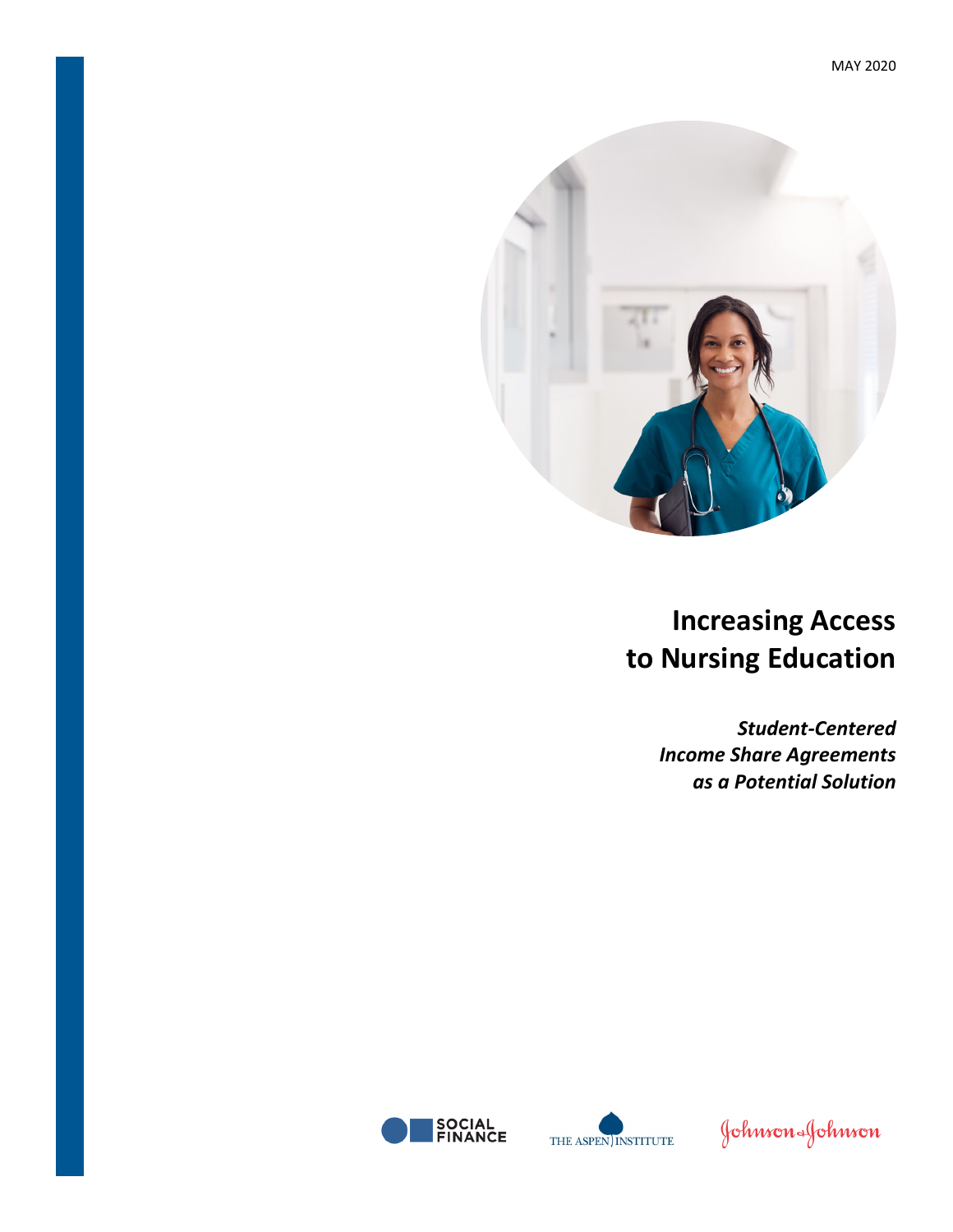MAY 2020

# Increasing Access to Nursing Education

***Student-Centered Income Share Agreements as a Potential Solution***

SOCIAL FINANCE

THE ASPEN INSTITUTE

Johnson & Johnson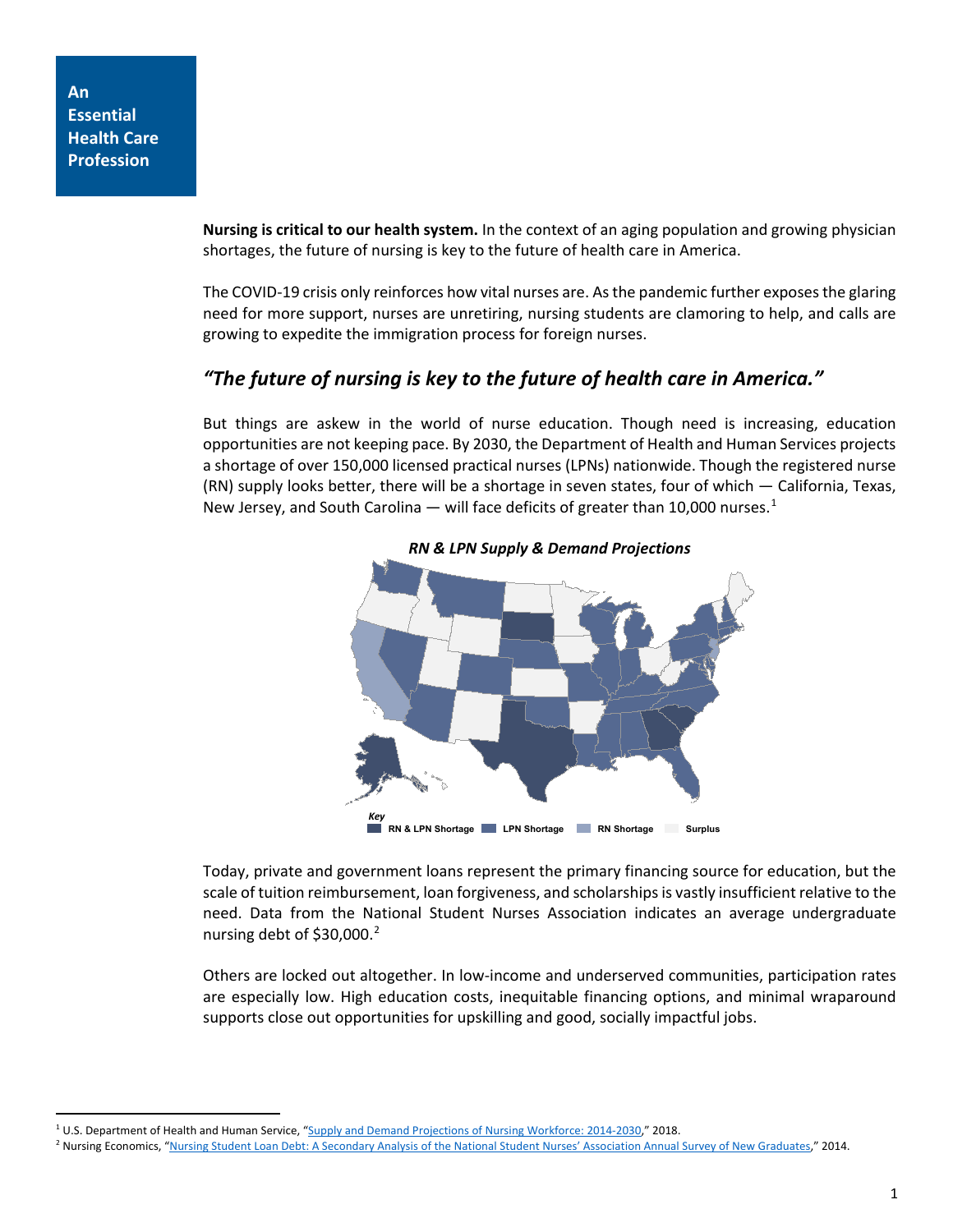## An Essential Health Care Profession

**Nursing is critical to our health system.** In the context of an aging population and growing physician shortages, the future of nursing is key to the future of health care in America.

The COVID-19 crisis only reinforces how vital nurses are. As the pandemic further exposes the glaring need for more support, nurses are unretiring, nursing students are clamoring to help, and calls are growing to expedite the immigration process for foreign nurses.

### *"The future of nursing is key to the future of health care in America."*

But things are askew in the world of nurse education. Though need is increasing, education opportunities are not keeping pace. By 2030, the Department of Health and Human Services projects a shortage of over 150,000 licensed practical nurses (LPNs) nationwide. Though the registered nurse (RN) supply looks better, there will be a shortage in seven states, four of which — California, Texas, New Jersey, and South Carolina — will face deficits of greater than 10,000 nurses.[1]

***RN & LPN Supply & Demand Projections***

*Key*
RN & LPN Shortage | LPN Shortage | RN Shortage | Surplus

Today, private and government loans represent the primary financing source for education, but the scale of tuition reimbursement, loan forgiveness, and scholarships is vastly insufficient relative to the need. Data from the National Student Nurses Association indicates an average undergraduate nursing debt of $30,000.[2]

Others are locked out altogether. In low-income and underserved communities, participation rates are especially low. High education costs, inequitable financing options, and minimal wraparound supports close out opportunities for upskilling and good, socially impactful jobs.

---

[1] U.S. Department of Health and Human Service, "Supply and Demand Projections of Nursing Workforce: 2014-2030," 2018.

[2] Nursing Economics, "Nursing Student Loan Debt: A Secondary Analysis of the National Student Nurses' Association Annual Survey of New Graduates," 2014.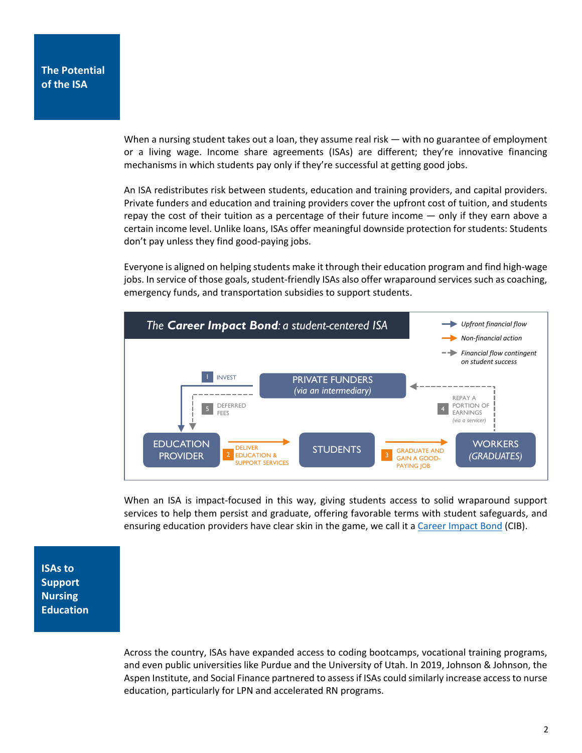## The Potential of the ISA

When a nursing student takes out a loan, they assume real risk — with no guarantee of employment or a living wage. Income share agreements (ISAs) are different; they're innovative financing mechanisms in which students pay only if they're successful at getting good jobs.

An ISA redistributes risk between students, education and training providers, and capital providers. Private funders and education and training providers cover the upfront cost of tuition, and students repay the cost of their tuition as a percentage of their future income — only if they earn above a certain income level. Unlike loans, ISAs offer meaningful downside protection for students: Students don't pay unless they find good-paying jobs.

Everyone is aligned on helping students make it through their education program and find high-wage jobs. In service of those goals, student-friendly ISAs also offer wraparound services such as coaching, emergency funds, and transportation subsidies to support students.

*The **Career Impact Bond**: a student-centered ISA*

- Upfront financial flow
- Non-financial action
- Financial flow contingent on student success

PRIVATE FUNDERS (*via an intermediary*)

1. INVEST (Private Funders → Education Provider)
2. DELIVER EDUCATION & SUPPORT SERVICES (Education Provider → Students)
3. GRADUATE AND GAIN A GOOD-PAYING JOB (Students → Workers (Graduates))
4. REPAY A PORTION OF EARNINGS (*via a servicer*) (Workers (Graduates) → Private Funders)
5. DEFERRED FEES (Private Funders → Education Provider)

EDUCATION PROVIDER → STUDENTS → WORKERS (*GRADUATES*)

When an ISA is impact-focused in this way, giving students access to solid wraparound support services to help them persist and graduate, offering favorable terms with student safeguards, and ensuring education providers have clear skin in the game, we call it a Career Impact Bond (CIB).

## ISAs to Support Nursing Education

Across the country, ISAs have expanded access to coding bootcamps, vocational training programs, and even public universities like Purdue and the University of Utah. In 2019, Johnson & Johnson, the Aspen Institute, and Social Finance partnered to assess if ISAs could similarly increase access to nurse education, particularly for LPN and accelerated RN programs.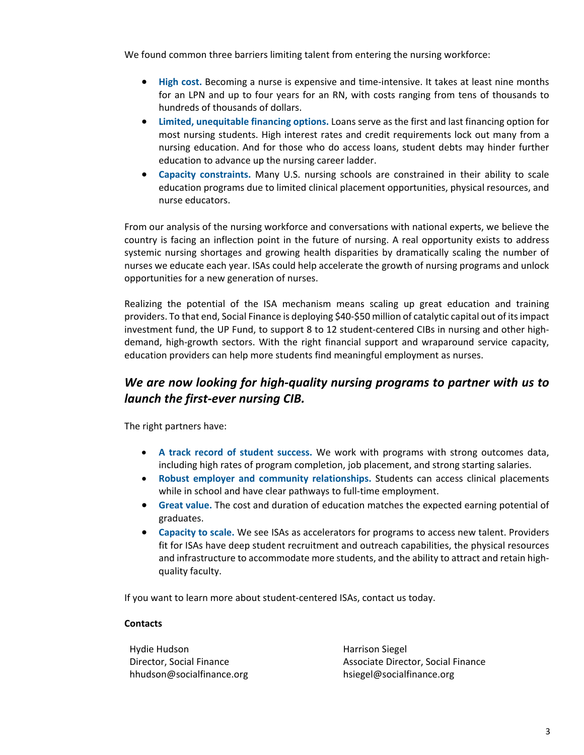We found common three barriers limiting talent from entering the nursing workforce:

- **High cost.** Becoming a nurse is expensive and time-intensive. It takes at least nine months for an LPN and up to four years for an RN, with costs ranging from tens of thousands to hundreds of thousands of dollars.
- **Limited, unequitable financing options.** Loans serve as the first and last financing option for most nursing students. High interest rates and credit requirements lock out many from a nursing education. And for those who do access loans, student debts may hinder further education to advance up the nursing career ladder.
- **Capacity constraints.** Many U.S. nursing schools are constrained in their ability to scale education programs due to limited clinical placement opportunities, physical resources, and nurse educators.

From our analysis of the nursing workforce and conversations with national experts, we believe the country is facing an inflection point in the future of nursing. A real opportunity exists to address systemic nursing shortages and growing health disparities by dramatically scaling the number of nurses we educate each year. ISAs could help accelerate the growth of nursing programs and unlock opportunities for a new generation of nurses.

Realizing the potential of the ISA mechanism means scaling up great education and training providers. To that end, Social Finance is deploying $40-$50 million of catalytic capital out of its impact investment fund, the UP Fund, to support 8 to 12 student-centered CIBs in nursing and other high-demand, high-growth sectors. With the right financial support and wraparound service capacity, education providers can help more students find meaningful employment as nurses.

## ***We are now looking for high-quality nursing programs to partner with us to launch the first-ever nursing CIB.***

The right partners have:

- **A track record of student success.** We work with programs with strong outcomes data, including high rates of program completion, job placement, and strong starting salaries.
- **Robust employer and community relationships.** Students can access clinical placements while in school and have clear pathways to full-time employment.
- **Great value.** The cost and duration of education matches the expected earning potential of graduates.
- **Capacity to scale.** We see ISAs as accelerators for programs to access new talent. Providers fit for ISAs have deep student recruitment and outreach capabilities, the physical resources and infrastructure to accommodate more students, and the ability to attract and retain high-quality faculty.

If you want to learn more about student-centered ISAs, contact us today.

**Contacts**

Hydie Hudson
Director, Social Finance
hhudson@socialfinance.org

Harrison Siegel
Associate Director, Social Finance
hsiegel@socialfinance.org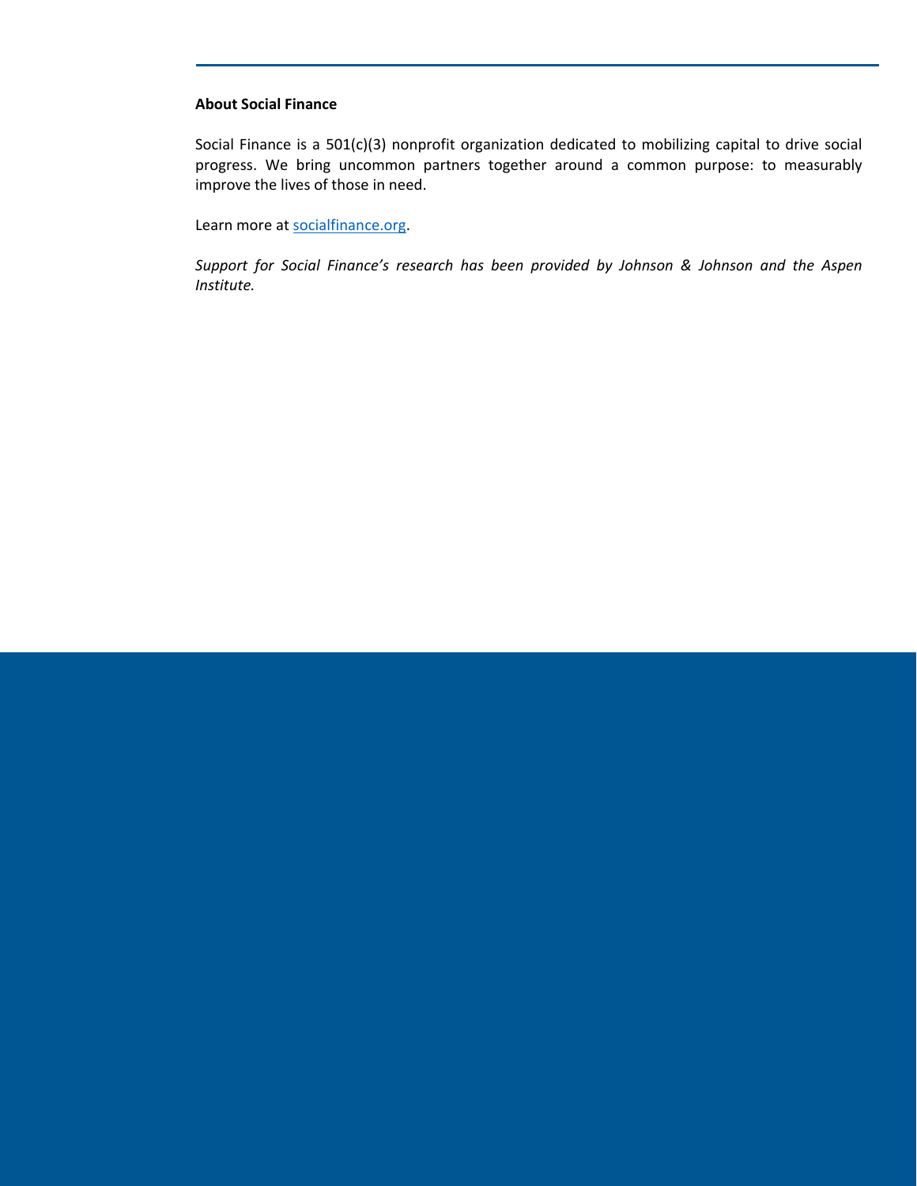**About Social Finance**

Social Finance is a 501(c)(3) nonprofit organization dedicated to mobilizing capital to drive social progress. We bring uncommon partners together around a common purpose: to measurably improve the lives of those in need.

Learn more at [socialfinance.org](socialfinance.org).

*Support for Social Finance's research has been provided by Johnson & Johnson and the Aspen Institute.*